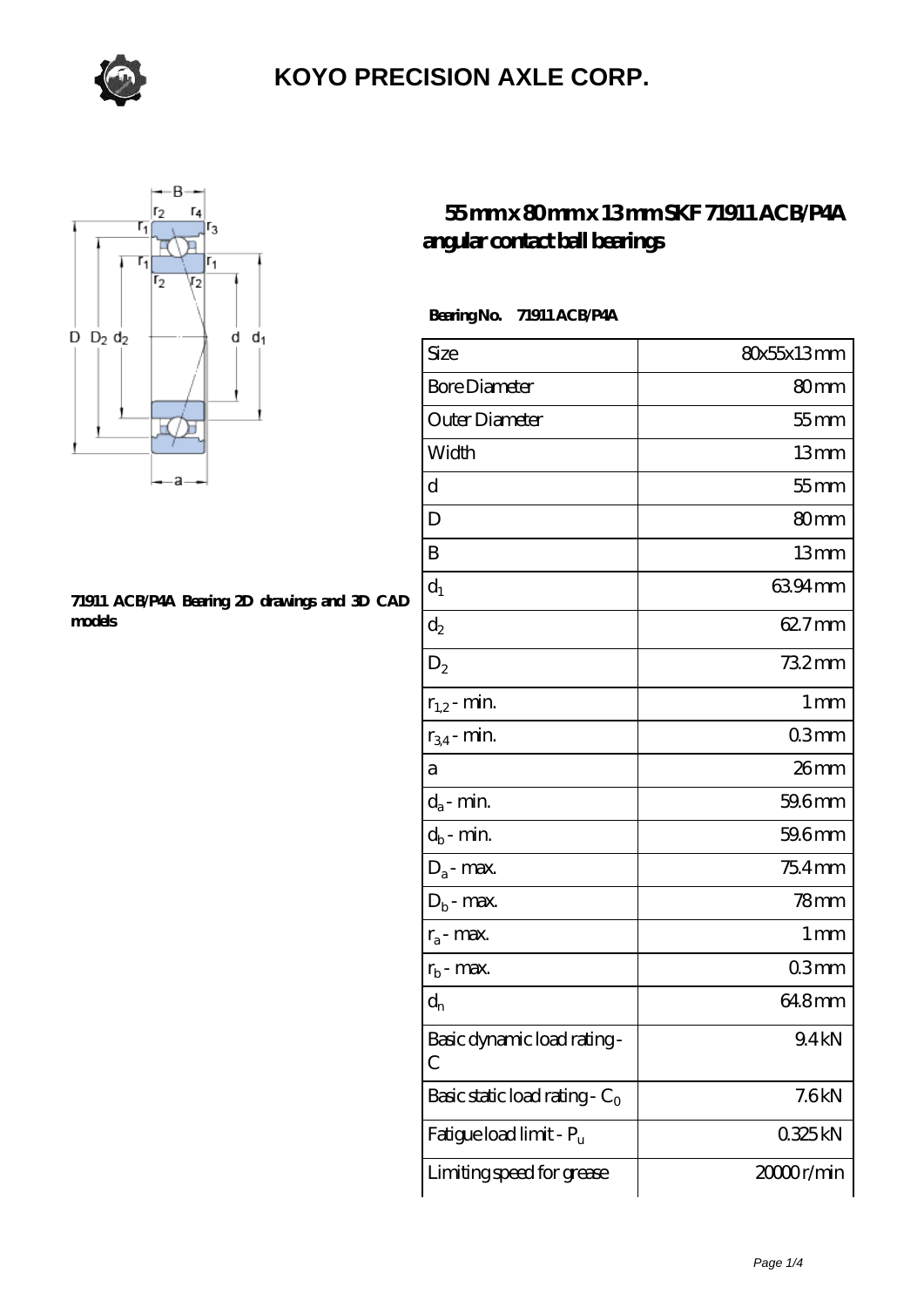# KOYO PRECISION AXLE CORP.

## 55 mm x 80 mm x 13 mm SKF 71911 ACB/P4A angular contact ball bearings

71911 ACB/P4A Bearing 2D drawings and 3D CAD models

**Bearing No. 71911 ACB/P4A**

| Size | 80x55x13 mm |
|---|---|
| Bore Diameter | 80 mm |
| Outer Diameter | 55 mm |
| Width | 13 mm |
| d | 55 mm |
| D | 80 mm |
| B | 13 mm |
| $d_1$ | 63.94 mm |
| $d_2$ | 62.7 mm |
| $D_2$ | 73.2 mm |
| $r_{1,2}$ - min. | 1 mm |
| $r_{3,4}$ - min. | 0.3 mm |
| a | 26 mm |
| $d_a$ - min. | 59.6 mm |
| $d_b$ - min. | 59.6 mm |
| $D_a$ - max. | 75.4 mm |
| $D_b$ - max. | 78 mm |
| $r_a$ - max. | 1 mm |
| $r_b$ - max. | 0.3 mm |
| $d_n$ | 64.8 mm |
| Basic dynamic load rating - C | 9.4 kN |
| Basic static load rating - $C_0$ | 7.6 kN |
| Fatigue load limit - $P_u$ | 0.325 kN |
| Limiting speed for grease | 20000 r/min |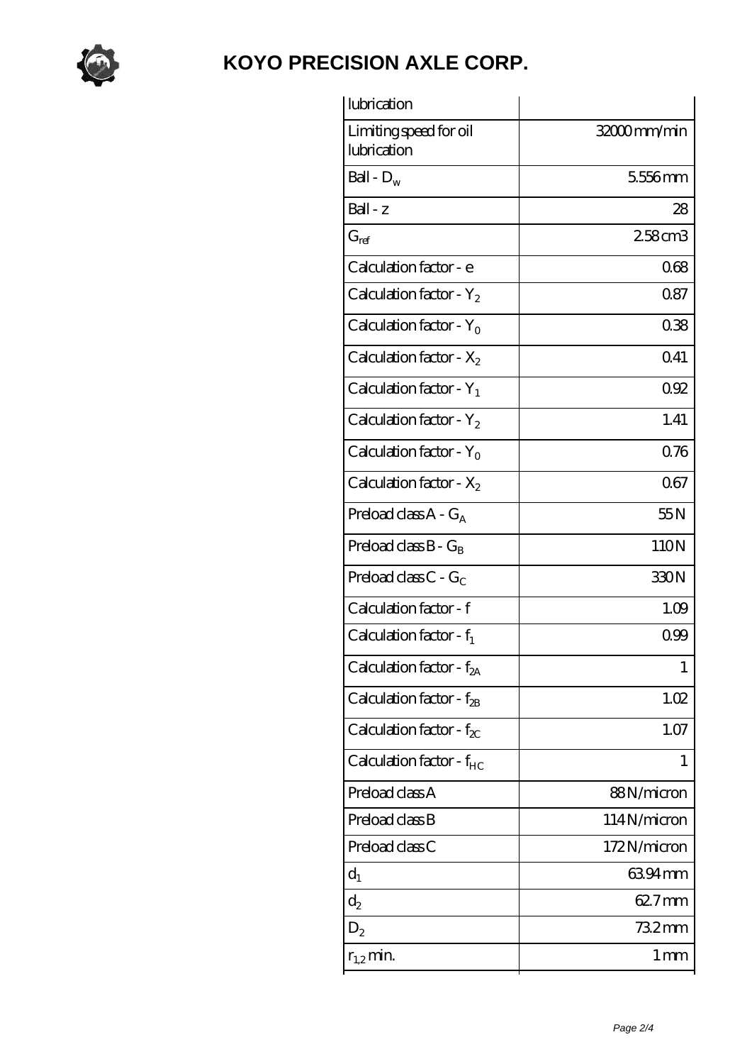# KOYO PRECISION AXLE CORP.

| lubrication | |
|---|---|
| Limiting speed for oil lubrication | 32000 mm/min |
| Ball - $D_w$ | 5.556 mm |
| Ball - z | 28 |
| $G_{ref}$ | 2.58 cm3 |
| Calculation factor - e | 0.68 |
| Calculation factor - $Y_2$ | 0.87 |
| Calculation factor - $Y_0$ | 0.38 |
| Calculation factor - $X_2$ | 0.41 |
| Calculation factor - $Y_1$ | 0.92 |
| Calculation factor - $Y_2$ | 1.41 |
| Calculation factor - $Y_0$ | 0.76 |
| Calculation factor - $X_2$ | 0.67 |
| Preload class A - $G_A$ | 55 N |
| Preload class B - $G_B$ | 110 N |
| Preload class C - $G_C$ | 330 N |
| Calculation factor - f | 1.09 |
| Calculation factor - $f_1$ | 0.99 |
| Calculation factor - $f_{2A}$ | 1 |
| Calculation factor - $f_{2B}$ | 1.02 |
| Calculation factor - $f_{2C}$ | 1.07 |
| Calculation factor - $f_{HC}$ | 1 |
| Preload class A | 88 N/micron |
| Preload class B | 114 N/micron |
| Preload class C | 172 N/micron |
| $d_1$ | 63.94 mm |
| $d_2$ | 62.7 mm |
| $D_2$ | 73.2 mm |
| $r_{1,2}$ min. | 1 mm |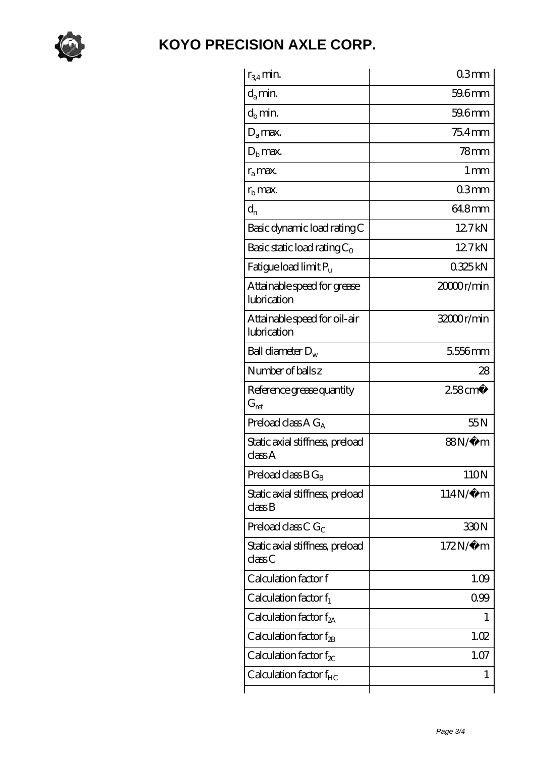# KOYO PRECISION AXLE CORP.

| | |
|---|---|
| $r_{3,4}$ min. | 0.3 mm |
| $d_a$ min. | 59.6 mm |
| $d_b$ min. | 59.6 mm |
| $D_a$ max. | 75.4 mm |
| $D_b$ max. | 78 mm |
| $r_a$ max. | 1 mm |
| $r_b$ max. | 0.3 mm |
| $d_n$ | 64.8 mm |
| Basic dynamic load rating C | 12.7 kN |
| Basic static load rating $C_0$ | 12.7 kN |
| Fatigue load limit $P_u$ | 0.325 kN |
| Attainable speed for grease lubrication | 20000 r/min |
| Attainable speed for oil-air lubrication | 32000 r/min |
| Ball diameter $D_w$ | 5.556 mm |
| Number of balls z | 28 |
| Reference grease quantity $G_{ref}$ | 2.58 cm� |
| Preload class A $G_A$ | 55 N |
| Static axial stiffness, preload class A | 88 N/� m |
| Preload class B $G_B$ | 110 N |
| Static axial stiffness, preload class B | 114 N/� m |
| Preload class C $G_C$ | 330 N |
| Static axial stiffness, preload class C | 172 N/� m |
| Calculation factor f | 1.09 |
| Calculation factor $f_1$ | 0.99 |
| Calculation factor $f_{2A}$ | 1 |
| Calculation factor $f_{2B}$ | 1.02 |
| Calculation factor $f_{2C}$ | 1.07 |
| Calculation factor $f_{HC}$ | 1 |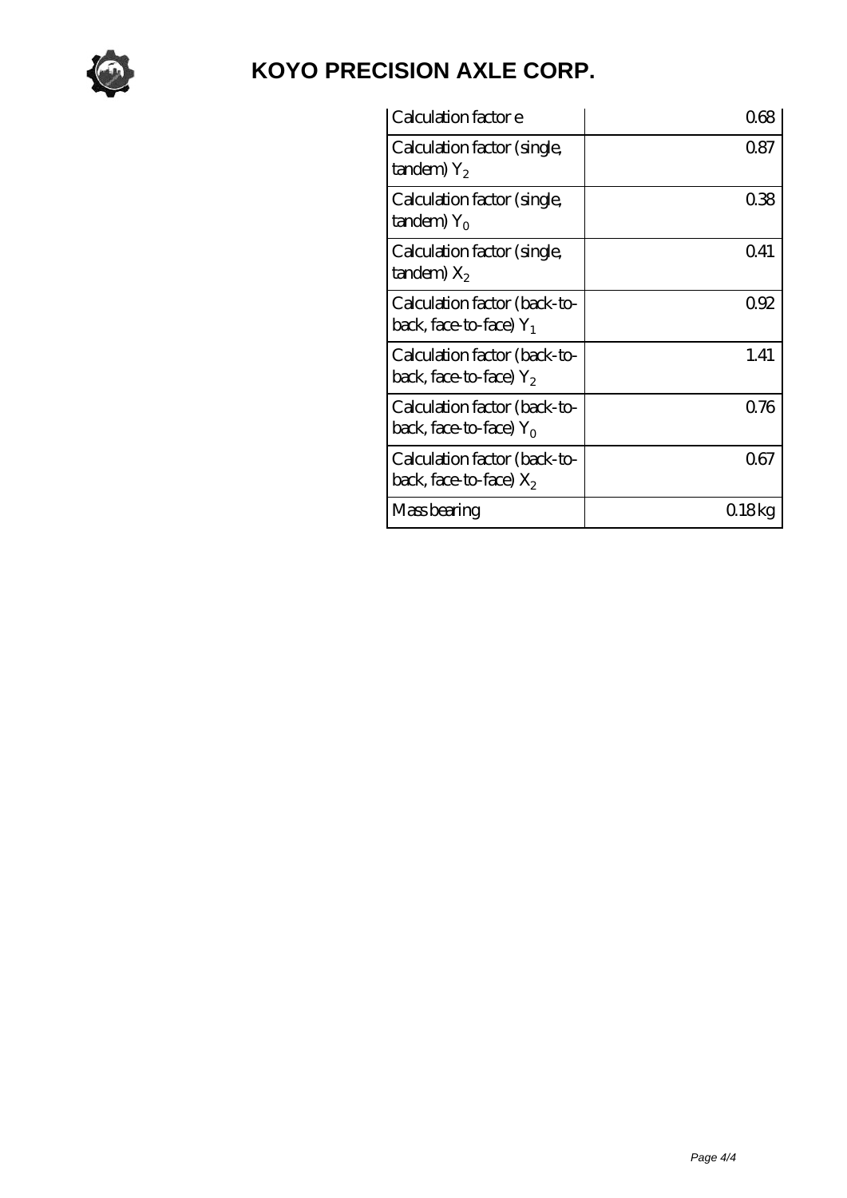| | |
|---|---|
| Calculation factor e | 0.68 |
| Calculation factor (single, tandem) $Y_2$ | 0.87 |
| Calculation factor (single, tandem) $Y_0$ | 0.38 |
| Calculation factor (single, tandem) $X_2$ | 0.41 |
| Calculation factor (back-to-back, face-to-face) $Y_1$ | 0.92 |
| Calculation factor (back-to-back, face-to-face) $Y_2$ | 1.41 |
| Calculation factor (back-to-back, face-to-face) $Y_0$ | 0.76 |
| Calculation factor (back-to-back, face-to-face) $X_2$ | 0.67 |
| Mass bearing | 0.18 kg |